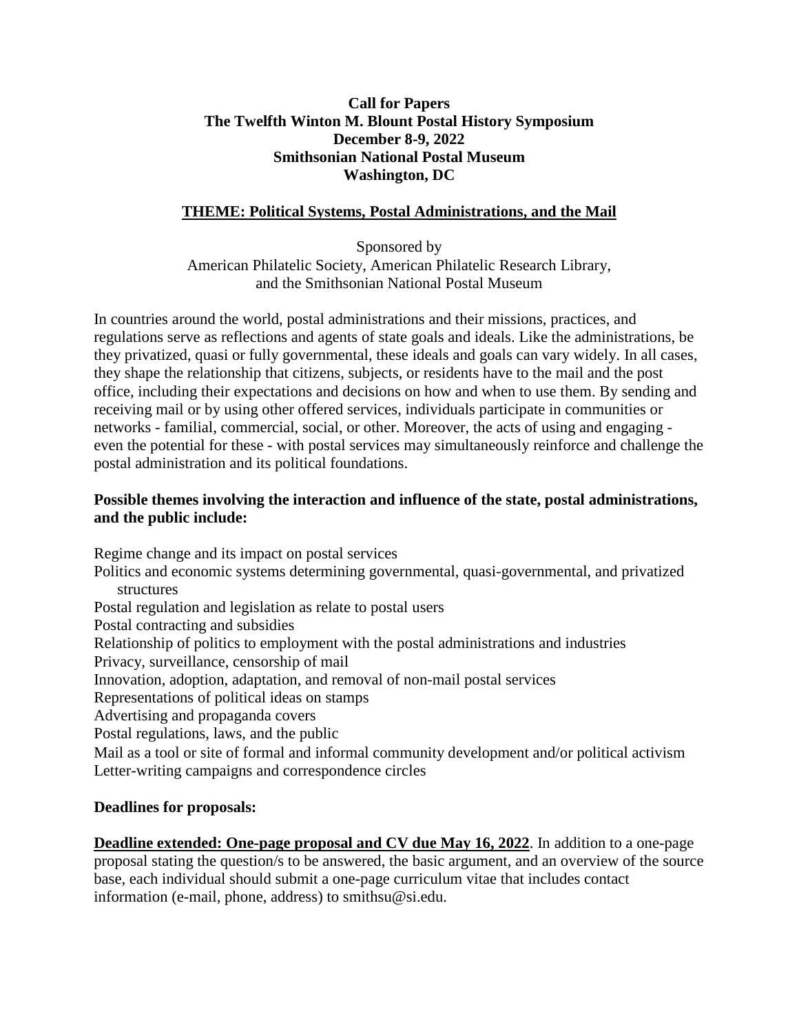# Call for Papers
# The Twelfth Winton M. Blount Postal History Symposium
# December 8-9, 2022
# Smithsonian National Postal Museum
# Washington, DC

## THEME: Political Systems, Postal Administrations, and the Mail

Sponsored by
American Philatelic Society, American Philatelic Research Library,
and the Smithsonian National Postal Museum

In countries around the world, postal administrations and their missions, practices, and regulations serve as reflections and agents of state goals and ideals. Like the administrations, be they privatized, quasi or fully governmental, these ideals and goals can vary widely. In all cases, they shape the relationship that citizens, subjects, or residents have to the mail and the post office, including their expectations and decisions on how and when to use them. By sending and receiving mail or by using other offered services, individuals participate in communities or networks - familial, commercial, social, or other. Moreover, the acts of using and engaging - even the potential for these - with postal services may simultaneously reinforce and challenge the postal administration and its political foundations.

**Possible themes involving the interaction and influence of the state, postal administrations, and the public include:**

- Regime change and its impact on postal services
- Politics and economic systems determining governmental, quasi-governmental, and privatized structures
- Postal regulation and legislation as relate to postal users
- Postal contracting and subsidies
- Relationship of politics to employment with the postal administrations and industries
- Privacy, surveillance, censorship of mail
- Innovation, adoption, adaptation, and removal of non-mail postal services
- Representations of political ideas on stamps
- Advertising and propaganda covers
- Postal regulations, laws, and the public
- Mail as a tool or site of formal and informal community development and/or political activism
- Letter-writing campaigns and correspondence circles

**Deadlines for proposals:**

**Deadline extended: One-page proposal and CV due May 16, 2022**. In addition to a one-page proposal stating the question/s to be answered, the basic argument, and an overview of the source base, each individual should submit a one-page curriculum vitae that includes contact information (e-mail, phone, address) to smithsu@si.edu.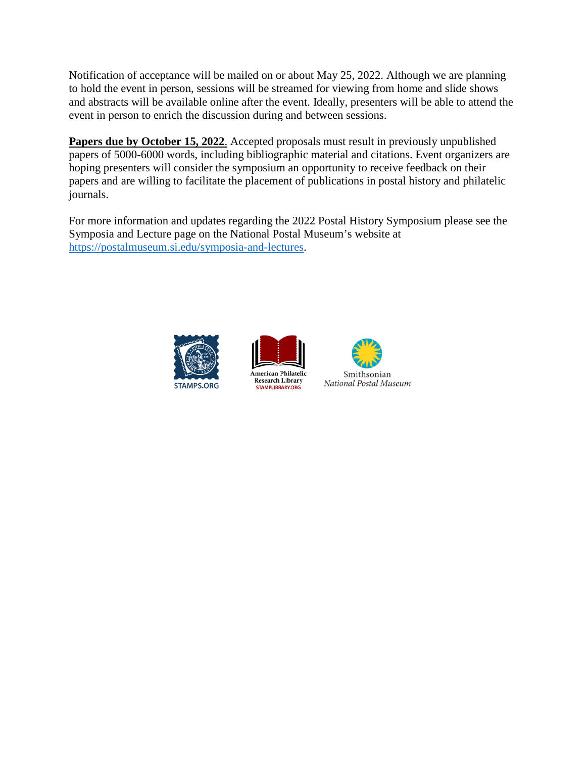Notification of acceptance will be mailed on or about May 25, 2022. Although we are planning to hold the event in person, sessions will be streamed for viewing from home and slide shows and abstracts will be available online after the event. Ideally, presenters will be able to attend the event in person to enrich the discussion during and between sessions.

**Papers due by October 15, 2022**. Accepted proposals must result in previously unpublished papers of 5000-6000 words, including bibliographic material and citations. Event organizers are hoping presenters will consider the symposium an opportunity to receive feedback on their papers and are willing to facilitate the placement of publications in postal history and philatelic journals.

For more information and updates regarding the 2022 Postal History Symposium please see the Symposia and Lecture page on the National Postal Museum's website at [https://postalmuseum.si.edu/symposia-and-lectures](https://postalmuseum.si.edu/symposia-and-lectures).

STAMPS.ORG

American Philatelic Research Library
STAMPLIBRARY.ORG

Smithsonian
*National Postal Museum*